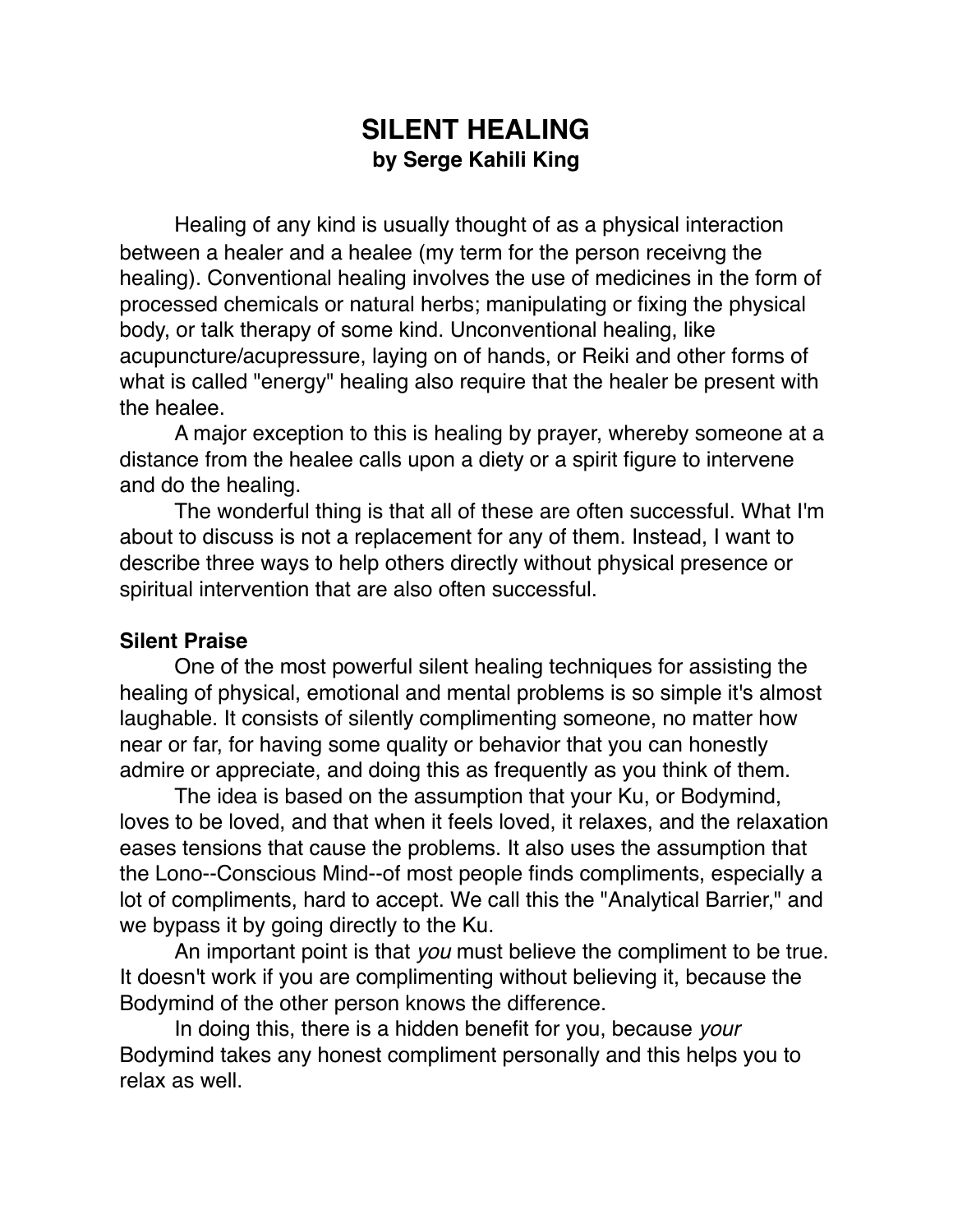# SILENT HEALING

**by Serge Kahili King**

Healing of any kind is usually thought of as a physical interaction between a healer and a healee (my term for the person receivng the healing). Conventional healing involves the use of medicines in the form of processed chemicals or natural herbs; manipulating or fixing the physical body, or talk therapy of some kind. Unconventional healing, like acupuncture/acupressure, laying on of hands, or Reiki and other forms of what is called "energy" healing also require that the healer be present with the healee.

A major exception to this is healing by prayer, whereby someone at a distance from the healee calls upon a diety or a spirit figure to intervene and do the healing.

The wonderful thing is that all of these are often successful. What I'm about to discuss is not a replacement for any of them. Instead, I want to describe three ways to help others directly without physical presence or spiritual intervention that are also often successful.

### Silent Praise

One of the most powerful silent healing techniques for assisting the healing of physical, emotional and mental problems is so simple it's almost laughable. It consists of silently complimenting someone, no matter how near or far, for having some quality or behavior that you can honestly admire or appreciate, and doing this as frequently as you think of them.

The idea is based on the assumption that your Ku, or Bodymind, loves to be loved, and that when it feels loved, it relaxes, and the relaxation eases tensions that cause the problems. It also uses the assumption that the Lono--Conscious Mind--of most people finds compliments, especially a lot of compliments, hard to accept. We call this the "Analytical Barrier," and we bypass it by going directly to the Ku.

An important point is that *you* must believe the compliment to be true. It doesn't work if you are complimenting without believing it, because the Bodymind of the other person knows the difference.

In doing this, there is a hidden benefit for you, because *your* Bodymind takes any honest compliment personally and this helps you to relax as well.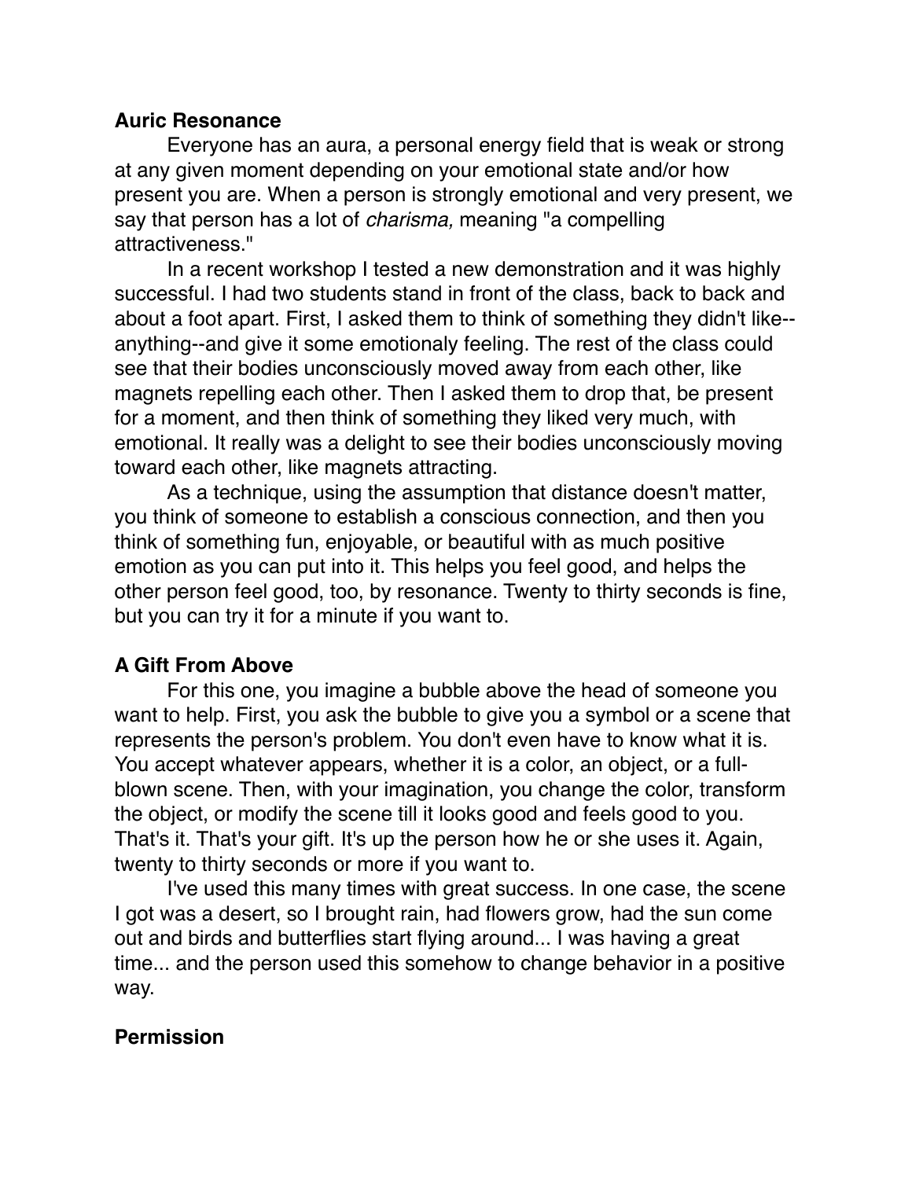**Auric Resonance**

Everyone has an aura, a personal energy field that is weak or strong at any given moment depending on your emotional state and/or how present you are. When a person is strongly emotional and very present, we say that person has a lot of *charisma,* meaning "a compelling attractiveness."

In a recent workshop I tested a new demonstration and it was highly successful. I had two students stand in front of the class, back to back and about a foot apart. First, I asked them to think of something they didn't like--anything--and give it some emotionaly feeling. The rest of the class could see that their bodies unconsciously moved away from each other, like magnets repelling each other. Then I asked them to drop that, be present for a moment, and then think of something they liked very much, with emotional. It really was a delight to see their bodies unconsciously moving toward each other, like magnets attracting.

As a technique, using the assumption that distance doesn't matter, you think of someone to establish a conscious connection, and then you think of something fun, enjoyable, or beautiful with as much positive emotion as you can put into it. This helps you feel good, and helps the other person feel good, too, by resonance. Twenty to thirty seconds is fine, but you can try it for a minute if you want to.

**A Gift From Above**

For this one, you imagine a bubble above the head of someone you want to help. First, you ask the bubble to give you a symbol or a scene that represents the person's problem. You don't even have to know what it is. You accept whatever appears, whether it is a color, an object, or a full-blown scene. Then, with your imagination, you change the color, transform the object, or modify the scene till it looks good and feels good to you. That's it. That's your gift. It's up the person how he or she uses it. Again, twenty to thirty seconds or more if you want to.

I've used this many times with great success. In one case, the scene I got was a desert, so I brought rain, had flowers grow, had the sun come out and birds and butterflies start flying around... I was having a great time... and the person used this somehow to change behavior in a positive way.

**Permission**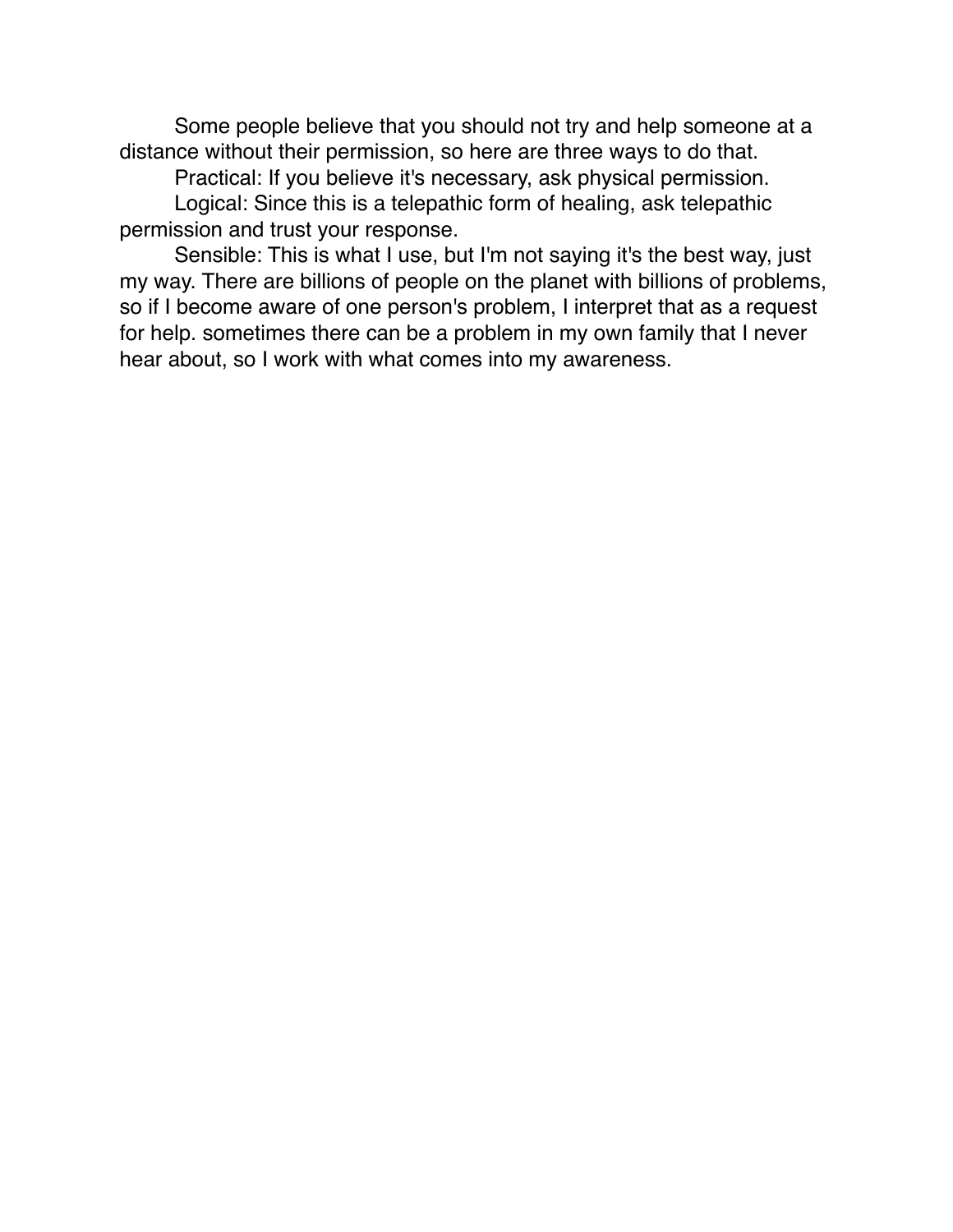Some people believe that you should not try and help someone at a distance without their permission, so here are three ways to do that.

Practical: If you believe it's necessary, ask physical permission.

Logical: Since this is a telepathic form of healing, ask telepathic permission and trust your response.

Sensible: This is what I use, but I'm not saying it's the best way, just my way. There are billions of people on the planet with billions of problems, so if I become aware of one person's problem, I interpret that as a request for help. sometimes there can be a problem in my own family that I never hear about, so I work with what comes into my awareness.